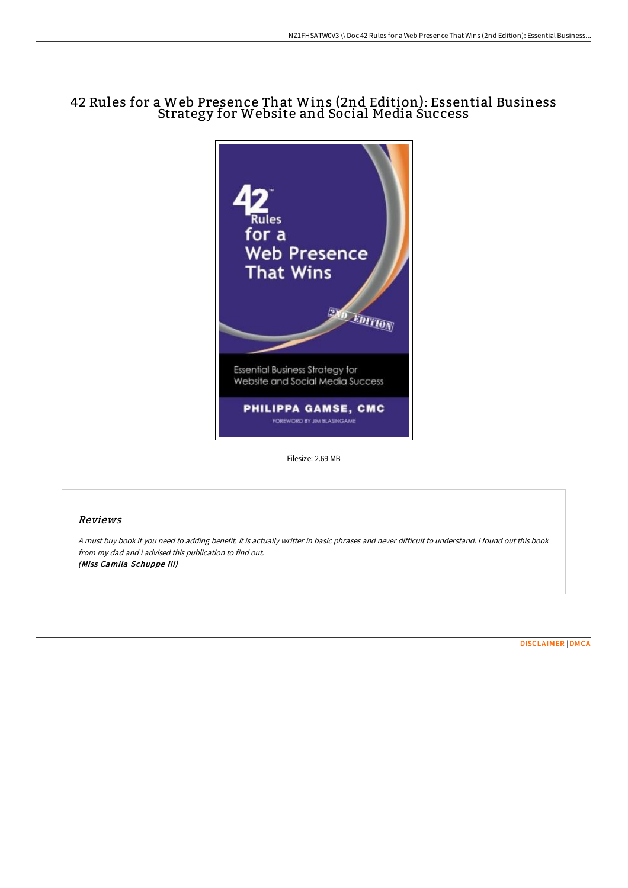# 42 Rules for a Web Presence That Wins (2nd Edition): Essential Business Strategy for Website and Social Media Success

Filesize: 2.69 MB

## *Reviews*

*A must buy book if you need to adding benefit. It is actually writter in basic phrases and never difficult to understand. I found out this book from my dad and i advised this publication to find out.*
***(Miss Camila Schuppe III)***

DISCLAIMER | DMCA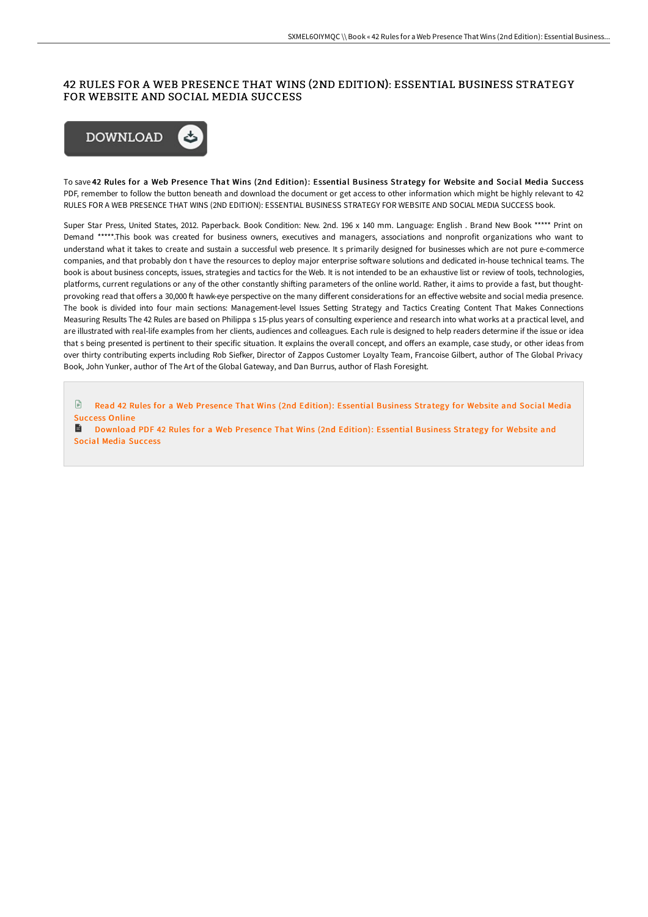# 42 RULES FOR A WEB PRESENCE THAT WINS (2ND EDITION): ESSENTIAL BUSINESS STRATEGY FOR WEBSITE AND SOCIAL MEDIA SUCCESS

DOWNLOAD

To save **42 Rules for a Web Presence That Wins (2nd Edition): Essential Business Strategy for Website and Social Media Success** PDF, remember to follow the button beneath and download the document or get access to other information which might be highly relevant to 42 RULES FOR A WEB PRESENCE THAT WINS (2ND EDITION): ESSENTIAL BUSINESS STRATEGY FOR WEBSITE AND SOCIAL MEDIA SUCCESS book.

Super Star Press, United States, 2012. Paperback. Book Condition: New. 2nd. 196 x 140 mm. Language: English . Brand New Book ***** Print on Demand *****.This book was created for business owners, executives and managers, associations and nonprofit organizations who want to understand what it takes to create and sustain a successful web presence. It s primarily designed for businesses which are not pure e-commerce companies, and that probably don t have the resources to deploy major enterprise software solutions and dedicated in-house technical teams. The book is about business concepts, issues, strategies and tactics for the Web. It is not intended to be an exhaustive list or review of tools, technologies, platforms, current regulations or any of the other constantly shifting parameters of the online world. Rather, it aims to provide a fast, but thought-provoking read that offers a 30,000 ft hawk-eye perspective on the many different considerations for an effective website and social media presence. The book is divided into four main sections: Management-level Issues Setting Strategy and Tactics Creating Content That Makes Connections Measuring Results The 42 Rules are based on Philippa s 15-plus years of consulting experience and research into what works at a practical level, and are illustrated with real-life examples from her clients, audiences and colleagues. Each rule is designed to help readers determine if the issue or idea that s being presented is pertinent to their specific situation. It explains the overall concept, and offers an example, case study, or other ideas from over thirty contributing experts including Rob Siefker, Director of Zappos Customer Loyalty Team, Francoise Gilbert, author of The Global Privacy Book, John Yunker, author of The Art of the Global Gateway, and Dan Burrus, author of Flash Foresight.

Read 42 Rules for a Web Presence That Wins (2nd Edition): Essential Business Strategy for Website and Social Media Success Online

Download PDF 42 Rules for a Web Presence That Wins (2nd Edition): Essential Business Strategy for Website and Social Media Success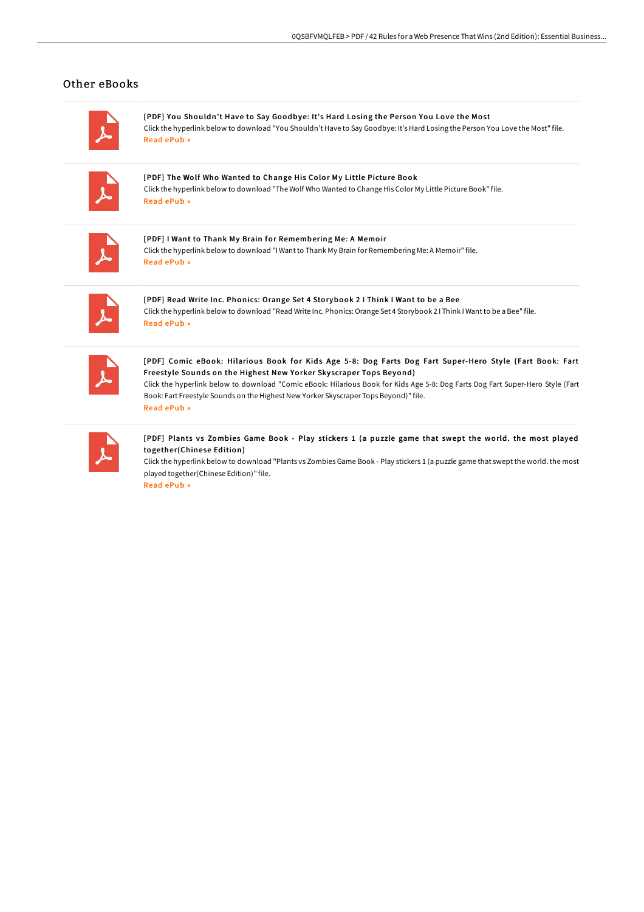## Other eBooks

**[PDF] You Shouldn't Have to Say Goodbye: It's Hard Losing the Person You Love the Most**
Click the hyperlink below to download "You Shouldn't Have to Say Goodbye: It's Hard Losing the Person You Love the Most" file.
Read ePub »

**[PDF] The Wolf Who Wanted to Change His Color My Little Picture Book**
Click the hyperlink below to download "The Wolf Who Wanted to Change His Color My Little Picture Book" file.
Read ePub »

**[PDF] I Want to Thank My Brain for Remembering Me: A Memoir**
Click the hyperlink below to download "I Want to Thank My Brain for Remembering Me: A Memoir" file.
Read ePub »

**[PDF] Read Write Inc. Phonics: Orange Set 4 Storybook 2 I Think I Want to be a Bee**
Click the hyperlink below to download "Read Write Inc. Phonics: Orange Set 4 Storybook 2 I Think I Want to be a Bee" file.
Read ePub »

**[PDF] Comic eBook: Hilarious Book for Kids Age 5-8: Dog Farts Dog Fart Super-Hero Style (Fart Book: Fart Freestyle Sounds on the Highest New Yorker Skyscraper Tops Beyond)**
Click the hyperlink below to download "Comic eBook: Hilarious Book for Kids Age 5-8: Dog Farts Dog Fart Super-Hero Style (Fart Book: Fart Freestyle Sounds on the Highest New Yorker Skyscraper Tops Beyond)" file.
Read ePub »

**[PDF] Plants vs Zombies Game Book - Play stickers 1 (a puzzle game that swept the world. the most played together(Chinese Edition)**
Click the hyperlink below to download "Plants vs Zombies Game Book - Play stickers 1 (a puzzle game that swept the world. the most played together(Chinese Edition)" file.
Read ePub »